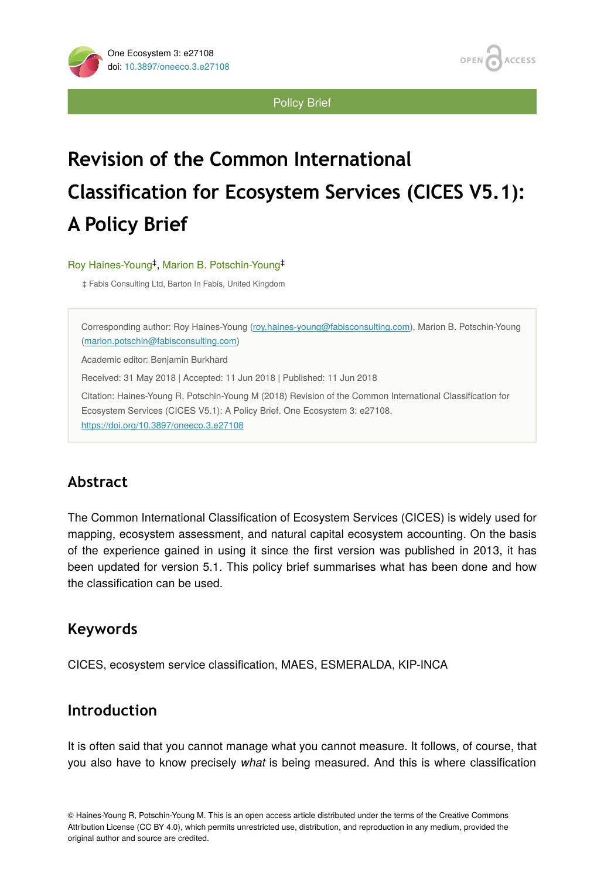Policy Brief

# Revision of the Common International Classification for Ecosystem Services (CICES V5.1): A Policy Brief

Roy Haines-Young[‡], Marion B. Potschin-Young[‡]

‡ Fabis Consulting Ltd, Barton In Fabis, United Kingdom

Corresponding author: Roy Haines-Young (roy.haines-young@fabisconsulting.com), Marion B. Potschin-Young (marion.potschin@fabisconsulting.com)

Academic editor: Benjamin Burkhard

Received: 31 May 2018 | Accepted: 11 Jun 2018 | Published: 11 Jun 2018

Citation: Haines-Young R, Potschin-Young M (2018) Revision of the Common International Classification for Ecosystem Services (CICES V5.1): A Policy Brief. One Ecosystem 3: e27108. https://doi.org/10.3897/oneeco.3.e27108

## Abstract

The Common International Classification of Ecosystem Services (CICES) is widely used for mapping, ecosystem assessment, and natural capital ecosystem accounting. On the basis of the experience gained in using it since the first version was published in 2013, it has been updated for version 5.1. This policy brief summarises what has been done and how the classification can be used.

## Keywords

CICES, ecosystem service classification, MAES, ESMERALDA, KIP-INCA

## Introduction

It is often said that you cannot manage what you cannot measure. It follows, of course, that you also have to know precisely *what* is being measured. And this is where classification

© Haines-Young R, Potschin-Young M. This is an open access article distributed under the terms of the Creative Commons Attribution License (CC BY 4.0), which permits unrestricted use, distribution, and reproduction in any medium, provided the original author and source are credited.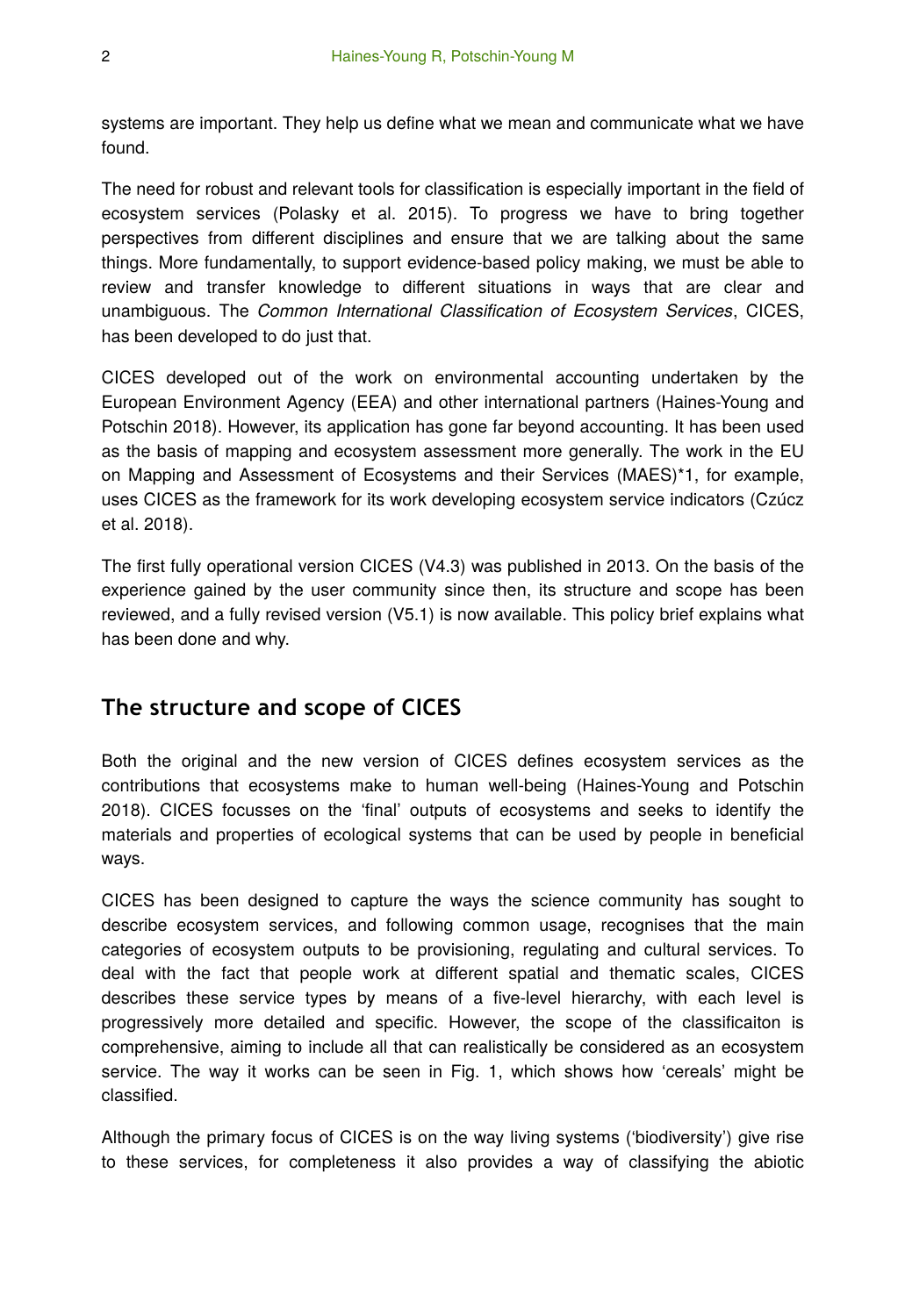systems are important. They help us define what we mean and communicate what we have found.

The need for robust and relevant tools for classification is especially important in the field of ecosystem services (Polasky et al. 2015). To progress we have to bring together perspectives from different disciplines and ensure that we are talking about the same things. More fundamentally, to support evidence-based policy making, we must be able to review and transfer knowledge to different situations in ways that are clear and unambiguous. The *Common International Classification of Ecosystem Services*, CICES, has been developed to do just that.

CICES developed out of the work on environmental accounting undertaken by the European Environment Agency (EEA) and other international partners (Haines-Young and Potschin 2018). However, its application has gone far beyond accounting. It has been used as the basis of mapping and ecosystem assessment more generally. The work in the EU on Mapping and Assessment of Ecosystems and their Services (MAES)*1, for example, uses CICES as the framework for its work developing ecosystem service indicators (Czúcz et al. 2018).

The first fully operational version CICES (V4.3) was published in 2013. On the basis of the experience gained by the user community since then, its structure and scope has been reviewed, and a fully revised version (V5.1) is now available. This policy brief explains what has been done and why.

## The structure and scope of CICES

Both the original and the new version of CICES defines ecosystem services as the contributions that ecosystems make to human well-being (Haines-Young and Potschin 2018). CICES focusses on the 'final' outputs of ecosystems and seeks to identify the materials and properties of ecological systems that can be used by people in beneficial ways.

CICES has been designed to capture the ways the science community has sought to describe ecosystem services, and following common usage, recognises that the main categories of ecosystem outputs to be provisioning, regulating and cultural services. To deal with the fact that people work at different spatial and thematic scales, CICES describes these service types by means of a five-level hierarchy, with each level is progressively more detailed and specific. However, the scope of the classificaiton is comprehensive, aiming to include all that can realistically be considered as an ecosystem service. The way it works can be seen in Fig. 1, which shows how 'cereals' might be classified.

Although the primary focus of CICES is on the way living systems ('biodiversity') give rise to these services, for completeness it also provides a way of classifying the abiotic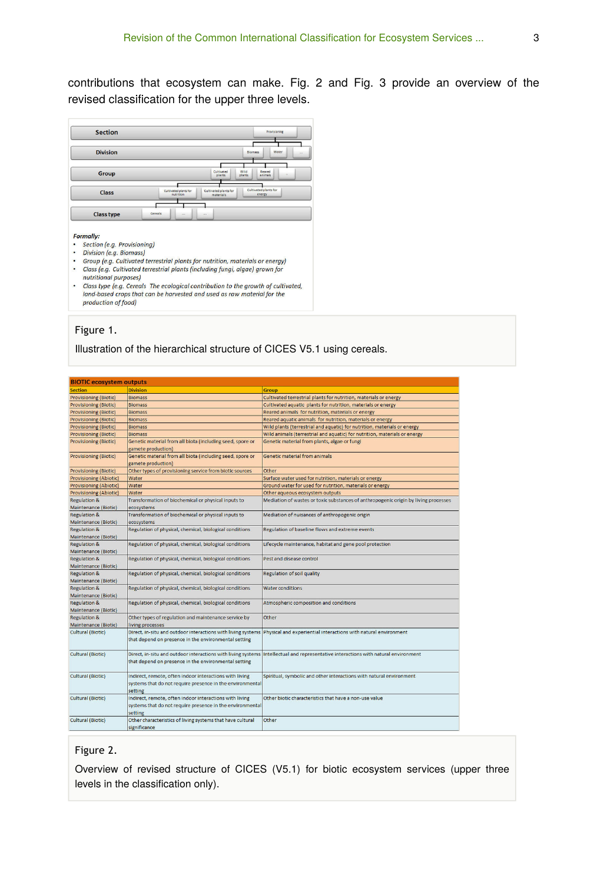contributions that ecosystem can make. Fig. 2 and Fig. 3 provide an overview of the revised classification for the upper three levels.

Figure 1.

Illustration of the hierarchical structure of CICES V5.1 using cereals.

| BIOTIC ecosystem outputs | | |
|---|---|---|
| Section | Division | Group |
| Provisioning (Biotic) | Biomass | Cultivated terrestrial plants for nutrition, materials or energy |
| Provisioning (Biotic) | Biomass | Cultivated aquatic plants for nutrition, materials or energy |
| Provisioning (Biotic) | Biomass | Reared animals for nutrition, materials or energy |
| Provisioning (Biotic) | Biomass | Reared aquatic animals for nutrition, materials or energy |
| Provisioning (Biotic) | Biomass | Wild plants (terrestrial and aquatic) for nutrition, materials or energy |
| Provisioning (Biotic) | Biomass | Wild animals (terrestrial and aquatic) for nutrition, materials or energy |
| Provisioning (Biotic) | Genetic material from all biota (including seed, spore or gamete production) | Genetic material from plants, algae or fungi |
| Provisioning (Biotic) | Genetic material from all biota (including seed, spore or gamete production) | Genetic material from animals |
| Provisioning (Biotic) | Other types of provisioning service from biotic sources | Other |
| Provisioning (Abiotic) | Water | Surface water used for nutrition, materials or energy |
| Provisioning (Abiotic) | Water | Ground water for used for nutrition, materials or energy |
| Provisioning (Abiotic) | Water | Other aqueous ecosystem outputs |
| Regulation & Maintenance (Biotic) | Transformation of biochemical or physical inputs to ecosystems | Mediation of wastes or toxic substances of anthropogenic origin by living processes |
| Regulation & Maintenance (Biotic) | Transformation of biochemical or physical inputs to ecosystems | Mediation of nuisances of anthropogenic origin |
| Regulation & Maintenance (Biotic) | Regulation of physical, chemical, biological conditions | Regulation of baseline flows and extreme events |
| Regulation & Maintenance (Biotic) | Regulation of physical, chemical, biological conditions | Lifecycle maintenance, habitat and gene pool protection |
| Regulation & Maintenance (Biotic) | Regulation of physical, chemical, biological conditions | Pest and disease control |
| Regulation & Maintenance (Biotic) | Regulation of physical, chemical, biological conditions | Regulation of soil quality |
| Regulation & Maintenance (Biotic) | Regulation of physical, chemical, biological conditions | Water conditions |
| Regulation & Maintenance (Biotic) | Regulation of physical, chemical, biological conditions | Atmospheric composition and conditions |
| Regulation & Maintenance (Biotic) | Other types of regulation and maintenance service by living processes | Other |
| Cultural (Biotic) | Direct, in-situ and outdoor interactions with living systems that depend on presence in the environmental setting | Physical and experiential interactions with natural environment |
| Cultural (Biotic) | Direct, in-situ and outdoor interactions with living systems that depend on presence in the environmental setting | Intellectual and representative interactions with natural environment |
| Cultural (Biotic) | Indirect, remote, often indoor interactions with living systems that do not require presence in the environmental setting | Spiritual, symbolic and other interactions with natural environment |
| Cultural (Biotic) | Indirect, remote, often indoor interactions with living systems that do not require presence in the environmental setting | Other biotic characteristics that have a non-use value |
| Cultural (Biotic) | Other characteristics of living systems that have cultural significance | Other |

Figure 2.

Overview of revised structure of CICES (V5.1) for biotic ecosystem services (upper three levels in the classification only).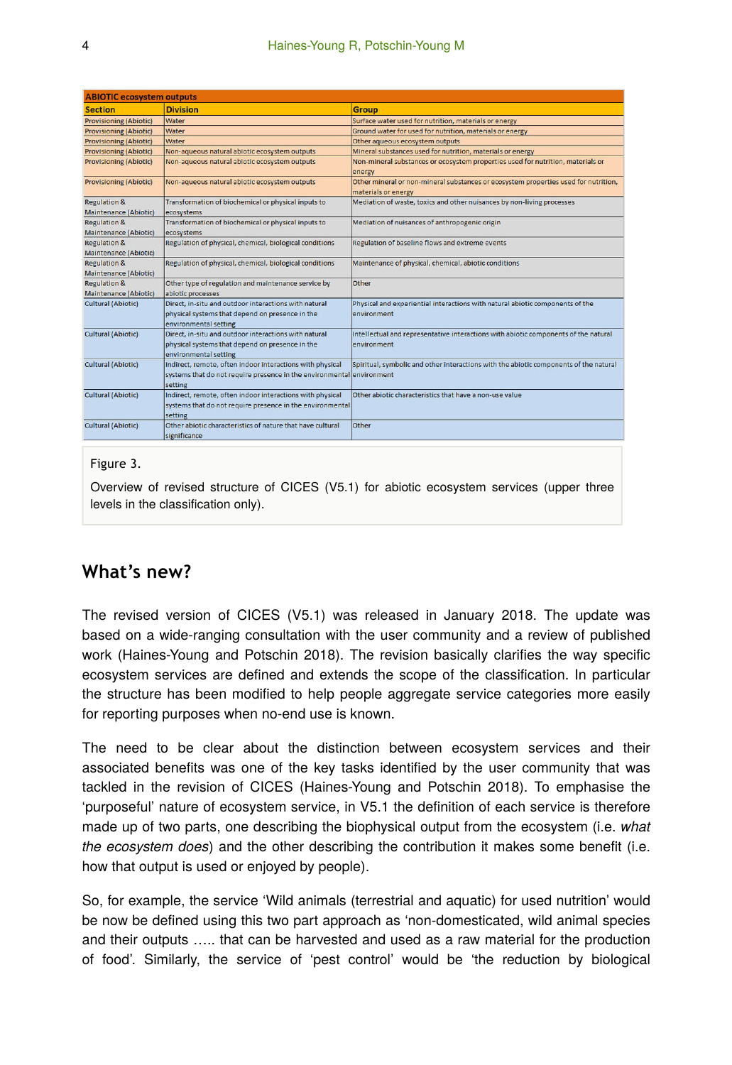| ABIOTIC ecosystem outputs | | |
|---|---|---|
| **Section** | **Division** | **Group** |
| Provisioning (Abiotic) | Water | Surface water used for nutrition, materials or energy |
| Provisioning (Abiotic) | Water | Ground water for used for nutrition, materials or energy |
| Provisioning (Abiotic) | Water | Other aqueous ecosystem outputs |
| Provisioning (Abiotic) | Non-aqueous natural abiotic ecosystem outputs | Mineral substances used for nutrition, materials or energy |
| Provisioning (Abiotic) | Non-aqueous natural abiotic ecosystem outputs | Non-mineral substances or ecosystem properties used for nutrition, materials or energy |
| Provisioning (Abiotic) | Non-aqueous natural abiotic ecosystem outputs | Other mineral or non-mineral substances or ecosystem properties used for nutrition, materials or energy |
| Regulation & Maintenance (Abiotic) | Transformation of biochemical or physical inputs to ecosystems | Mediation of waste, toxics and other nuisances by non-living processes |
| Regulation & Maintenance (Abiotic) | Transformation of biochemical or physical inputs to ecosystems | Mediation of nuisances of anthropogenic origin |
| Regulation & Maintenance (Abiotic) | Regulation of physical, chemical, biological conditions | Regulation of baseline flows and extreme events |
| Regulation & Maintenance (Abiotic) | Regulation of physical, chemical, biological conditions | Maintenance of physical, chemical, abiotic conditions |
| Regulation & Maintenance (Abiotic) | Other type of regulation and maintenance service by abiotic processes | Other |
| Cultural (Abiotic) | Direct, in-situ and outdoor interactions with natural physical systems that depend on presence in the environmental setting | Physical and experiential interactions with natural abiotic components of the environment |
| Cultural (Abiotic) | Direct, in-situ and outdoor interactions with natural physical systems that depend on presence in the environmental setting | Intellectual and representative interactions with abiotic components of the natural environment |
| Cultural (Abiotic) | Indirect, remote, often indoor interactions with physical systems that do not require presence in the environmental setting | Spiritual, symbolic and other interactions with the abiotic components of the natural environment |
| Cultural (Abiotic) | Indirect, remote, often indoor interactions with physical systems that do not require presence in the environmental setting | Other abiotic characteristics that have a non-use value |
| Cultural (Abiotic) | Other abiotic characteristics of nature that have cultural significance | Other |

Figure 3.

Overview of revised structure of CICES (V5.1) for abiotic ecosystem services (upper three levels in the classification only).

## What's new?

The revised version of CICES (V5.1) was released in January 2018. The update was based on a wide-ranging consultation with the user community and a review of published work (Haines-Young and Potschin 2018). The revision basically clarifies the way specific ecosystem services are defined and extends the scope of the classification. In particular the structure has been modified to help people aggregate service categories more easily for reporting purposes when no-end use is known.

The need to be clear about the distinction between ecosystem services and their associated benefits was one of the key tasks identified by the user community that was tackled in the revision of CICES (Haines-Young and Potschin 2018). To emphasise the 'purposeful' nature of ecosystem service, in V5.1 the definition of each service is therefore made up of two parts, one describing the biophysical output from the ecosystem (i.e. *what the ecosystem does*) and the other describing the contribution it makes some benefit (i.e. how that output is used or enjoyed by people).

So, for example, the service 'Wild animals (terrestrial and aquatic) for used nutrition' would be now be defined using this two part approach as 'non-domesticated, wild animal species and their outputs ….. that can be harvested and used as a raw material for the production of food'. Similarly, the service of 'pest control' would be 'the reduction by biological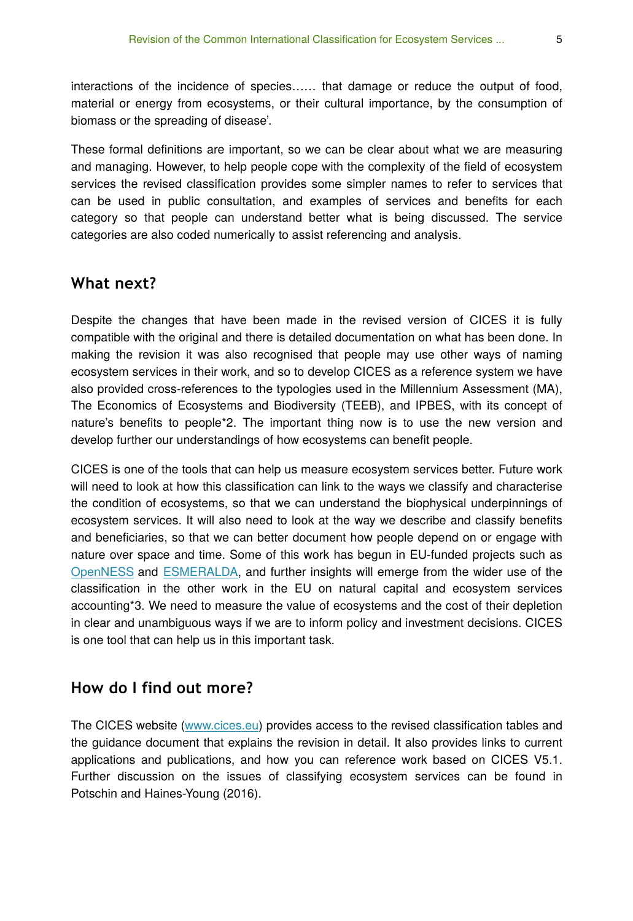interactions of the incidence of species…… that damage or reduce the output of food, material or energy from ecosystems, or their cultural importance, by the consumption of biomass or the spreading of disease'.

These formal definitions are important, so we can be clear about what we are measuring and managing. However, to help people cope with the complexity of the field of ecosystem services the revised classification provides some simpler names to refer to services that can be used in public consultation, and examples of services and benefits for each category so that people can understand better what is being discussed. The service categories are also coded numerically to assist referencing and analysis.

## What next?

Despite the changes that have been made in the revised version of CICES it is fully compatible with the original and there is detailed documentation on what has been done. In making the revision it was also recognised that people may use other ways of naming ecosystem services in their work, and so to develop CICES as a reference system we have also provided cross-references to the typologies used in the Millennium Assessment (MA), The Economics of Ecosystems and Biodiversity (TEEB), and IPBES, with its concept of nature's benefits to people*2. The important thing now is to use the new version and develop further our understandings of how ecosystems can benefit people.

CICES is one of the tools that can help us measure ecosystem services better. Future work will need to look at how this classification can link to the ways we classify and characterise the condition of ecosystems, so that we can understand the biophysical underpinnings of ecosystem services. It will also need to look at the way we describe and classify benefits and beneficiaries, so that we can better document how people depend on or engage with nature over space and time. Some of this work has begun in EU-funded projects such as OpenNESS and ESMERALDA, and further insights will emerge from the wider use of the classification in the other work in the EU on natural capital and ecosystem services accounting*3. We need to measure the value of ecosystems and the cost of their depletion in clear and unambiguous ways if we are to inform policy and investment decisions. CICES is one tool that can help us in this important task.

## How do I find out more?

The CICES website (www.cices.eu) provides access to the revised classification tables and the guidance document that explains the revision in detail. It also provides links to current applications and publications, and how you can reference work based on CICES V5.1. Further discussion on the issues of classifying ecosystem services can be found in Potschin and Haines-Young (2016).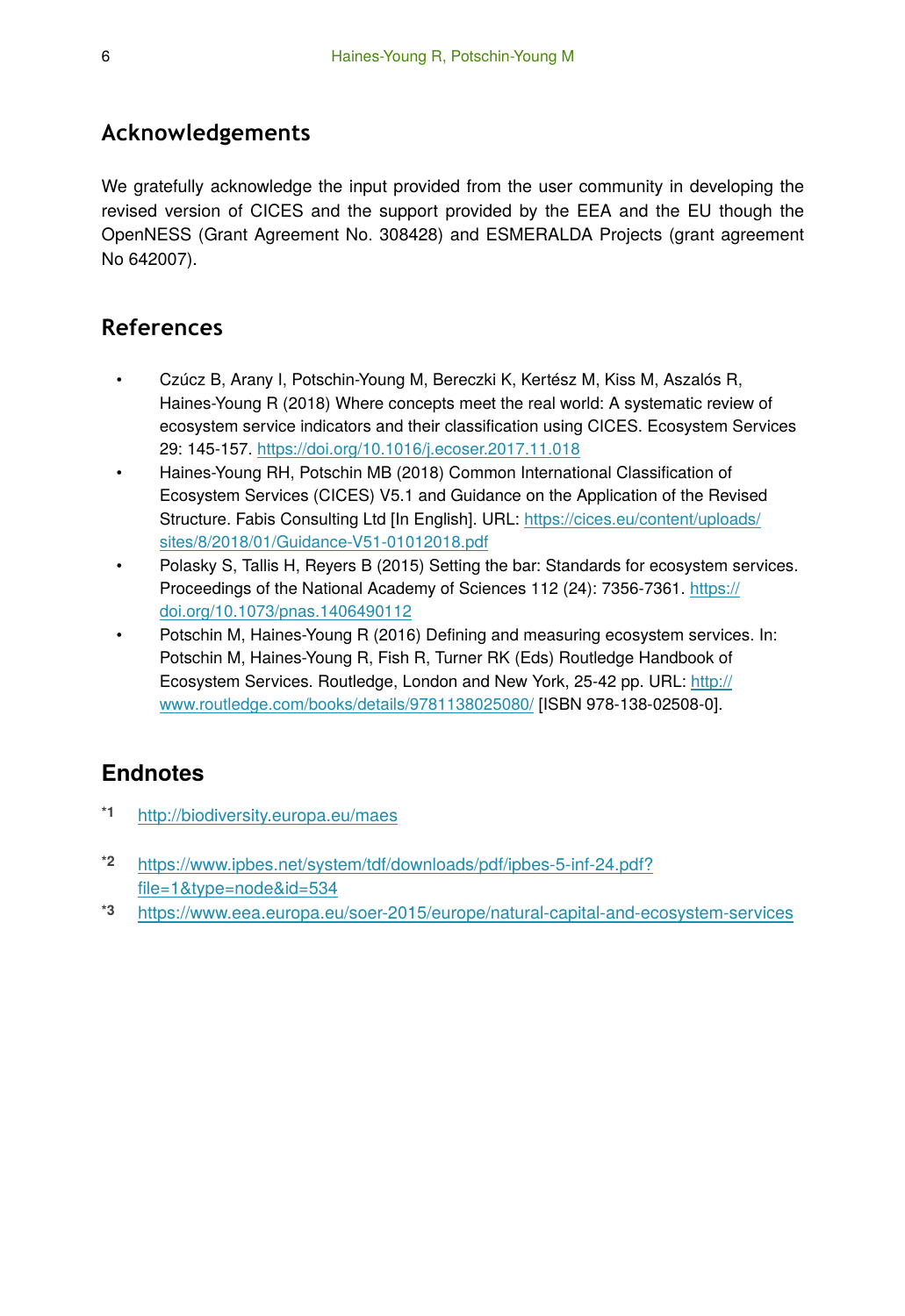## Acknowledgements

We gratefully acknowledge the input provided from the user community in developing the revised version of CICES and the support provided by the EEA and the EU though the OpenNESS (Grant Agreement No. 308428) and ESMERALDA Projects (grant agreement No 642007).

## References

- Czúcz B, Arany I, Potschin-Young M, Bereczki K, Kertész M, Kiss M, Aszalós R, Haines-Young R (2018) Where concepts meet the real world: A systematic review of ecosystem service indicators and their classification using CICES. Ecosystem Services 29: 145-157. https://doi.org/10.1016/j.ecoser.2017.11.018
- Haines-Young RH, Potschin MB (2018) Common International Classification of Ecosystem Services (CICES) V5.1 and Guidance on the Application of the Revised Structure. Fabis Consulting Ltd [In English]. URL: https://cices.eu/content/uploads/sites/8/2018/01/Guidance-V51-01012018.pdf
- Polasky S, Tallis H, Reyers B (2015) Setting the bar: Standards for ecosystem services. Proceedings of the National Academy of Sciences 112 (24): 7356-7361. https://doi.org/10.1073/pnas.1406490112
- Potschin M, Haines-Young R (2016) Defining and measuring ecosystem services. In: Potschin M, Haines-Young R, Fish R, Turner RK (Eds) Routledge Handbook of Ecosystem Services. Routledge, London and New York, 25-42 pp. URL: http://www.routledge.com/books/details/9781138025080/ [ISBN 978-138-02508-0].

## Endnotes

*1 http://biodiversity.europa.eu/maes

*2 https://www.ipbes.net/system/tdf/downloads/pdf/ipbes-5-inf-24.pdf?file=1&type=node&id=534

*3 https://www.eea.europa.eu/soer-2015/europe/natural-capital-and-ecosystem-services